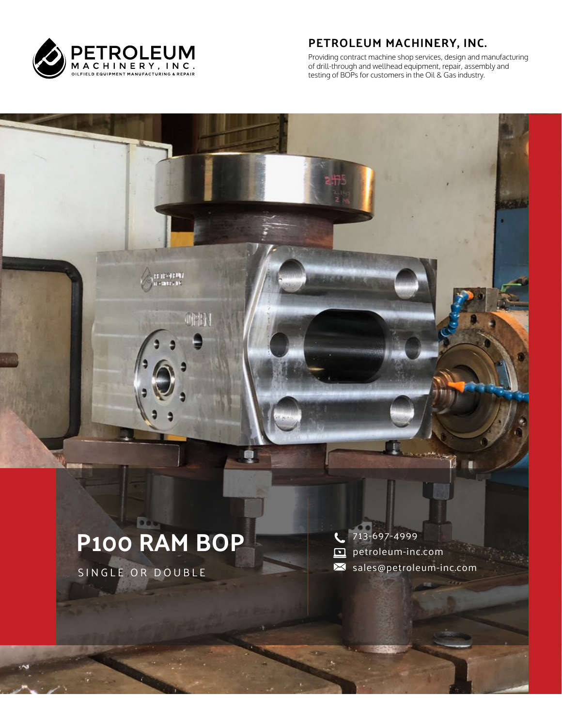PETROLEUM MACHINERY, INC.

OILFIELD EQUIPMENT MANUFACTURING & REPAIR

## PETROLEUM MACHINERY, INC.

Providing contract machine shop services, design and manufacturing of drill-through and wellhead equipment, repair, assembly and testing of BOPs for customers in the Oil & Gas industry.

# P100 RAM BOP

SINGLE OR DOUBLE

713-697-4999

petroleum-inc.com

sales@petroleum-inc.com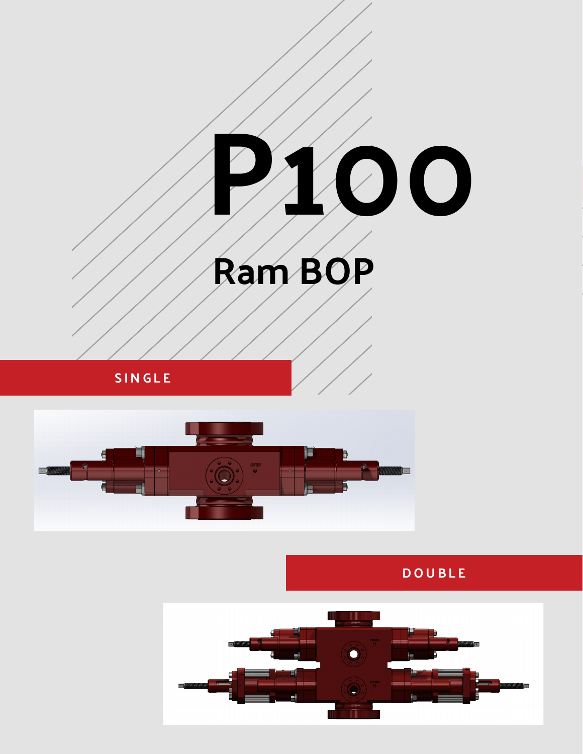# P100

## Ram BOP

SINGLE

DOUBLE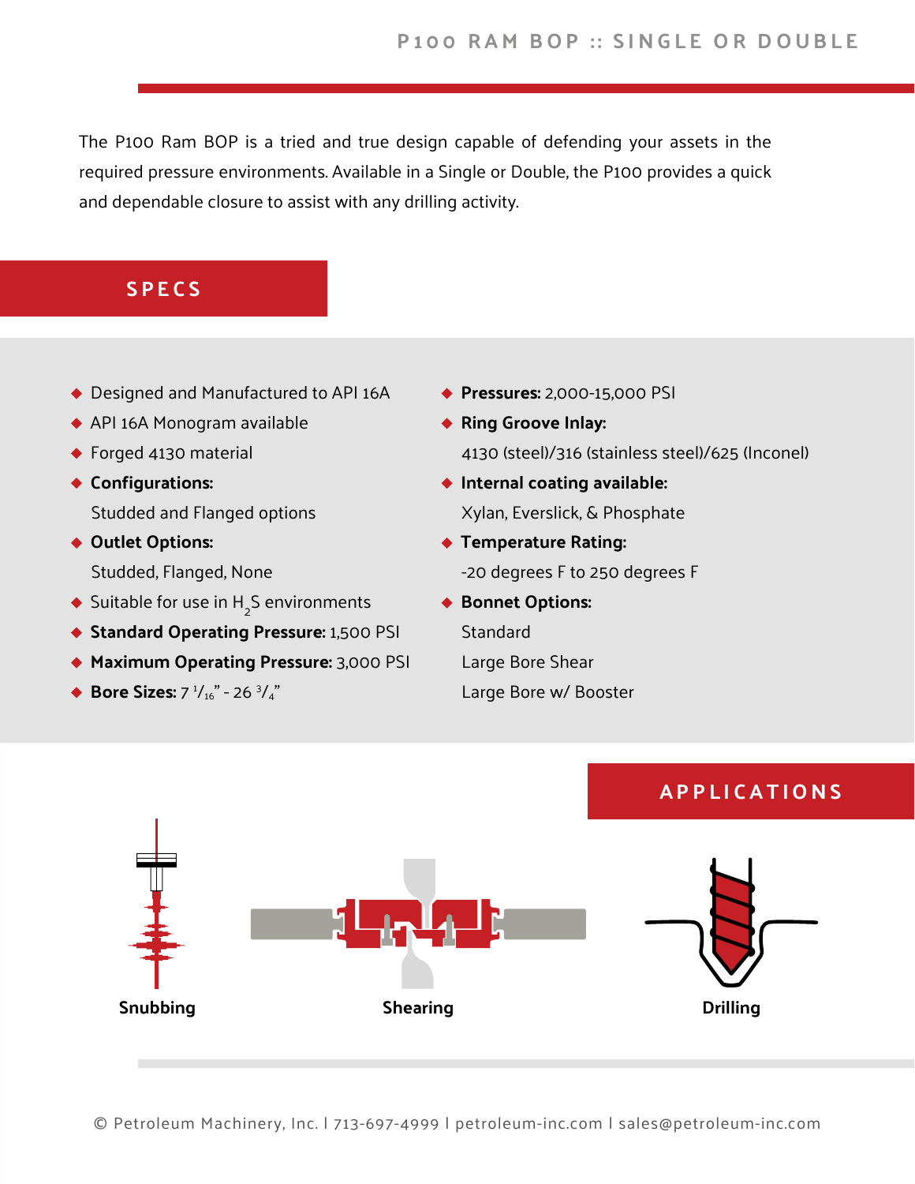# P100 RAM BOP :: SINGLE OR DOUBLE

The P100 Ram BOP is a tried and true design capable of defending your assets in the required pressure environments. Available in a Single or Double, the P100 provides a quick and dependable closure to assist with any drilling activity.

## SPECS

- Designed and Manufactured to API 16A
- API 16A Monogram available
- Forged 4130 material
- **Configurations:**
  Studded and Flanged options
- **Outlet Options:**
  Studded, Flanged, None
- Suitable for use in $H_2S$ environments
- **Standard Operating Pressure:** 1,500 PSI
- **Maximum Operating Pressure:** 3,000 PSI
- **Bore Sizes:** 7 $^{1}/_{16}$" - 26 $^{3}/_{4}$"
- **Pressures:** 2,000-15,000 PSI
- **Ring Groove Inlay:**
  4130 (steel)/316 (stainless steel)/625 (Inconel)
- **Internal coating available:**
  Xylan, Everslick, & Phosphate
- **Temperature Rating:**
  -20 degrees F to 250 degrees F
- **Bonnet Options:**
  Standard
  Large Bore Shear
  Large Bore w/ Booster

## APPLICATIONS

**Snubbing** | **Shearing** | **Drilling**

© Petroleum Machinery, Inc. | 713-697-4999 | petroleum-inc.com | sales@petroleum-inc.com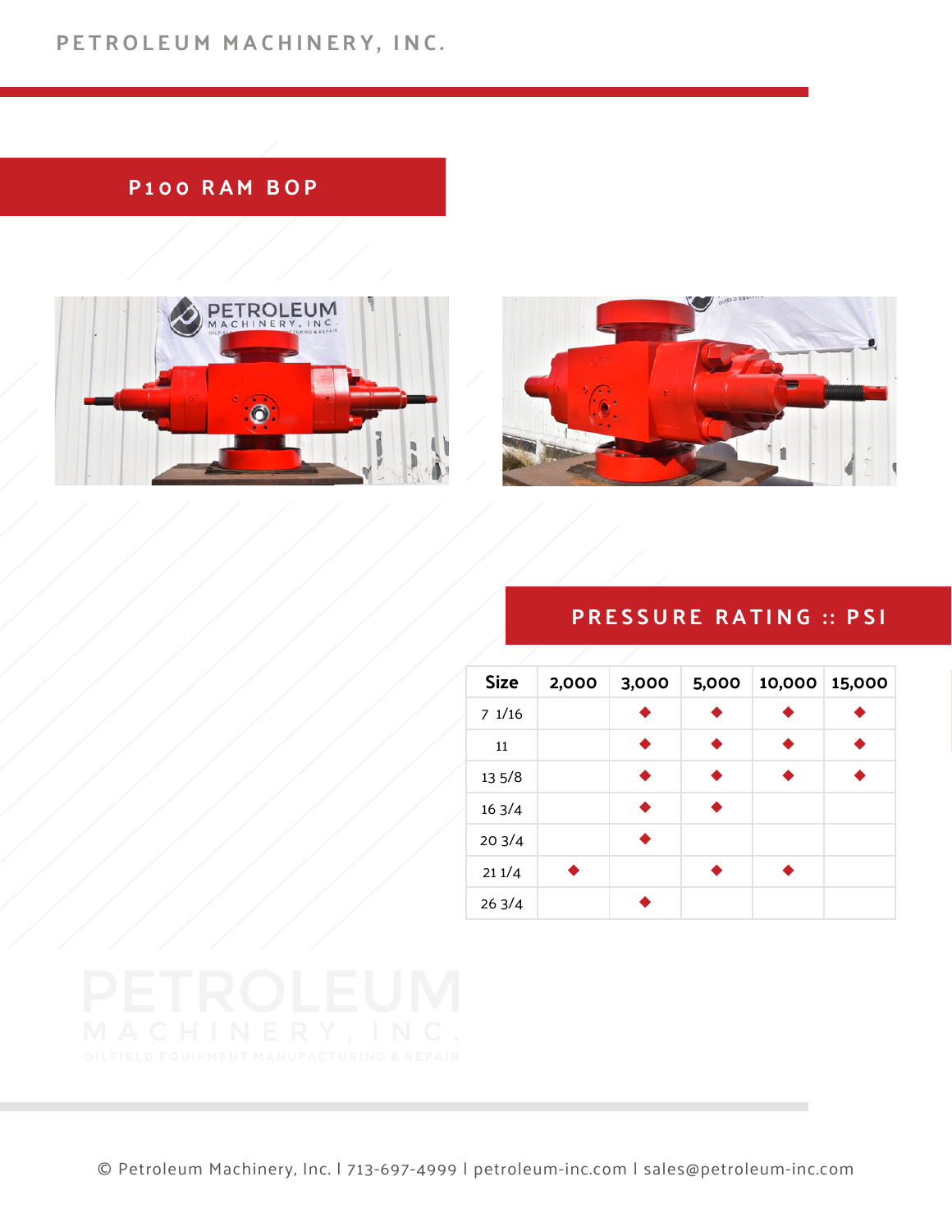## P100 RAM BOP

## PRESSURE RATING :: PSI

| Size | 2,000 | 3,000 | 5,000 | 10,000 | 15,000 |
|---|---|---|---|---|---|
| 7 1/16 | | ◆ | ◆ | ◆ | ◆ |
| 11 | | ◆ | ◆ | ◆ | ◆ |
| 13 5/8 | | ◆ | ◆ | ◆ | ◆ |
| 16 3/4 | | ◆ | ◆ | | |
| 20 3/4 | | ◆ | | | |
| 21 1/4 | ◆ | | ◆ | ◆ | |
| 26 3/4 | | ◆ | | | |

© Petroleum Machinery, Inc. | 713-697-4999 | petroleum-inc.com | sales@petroleum-inc.com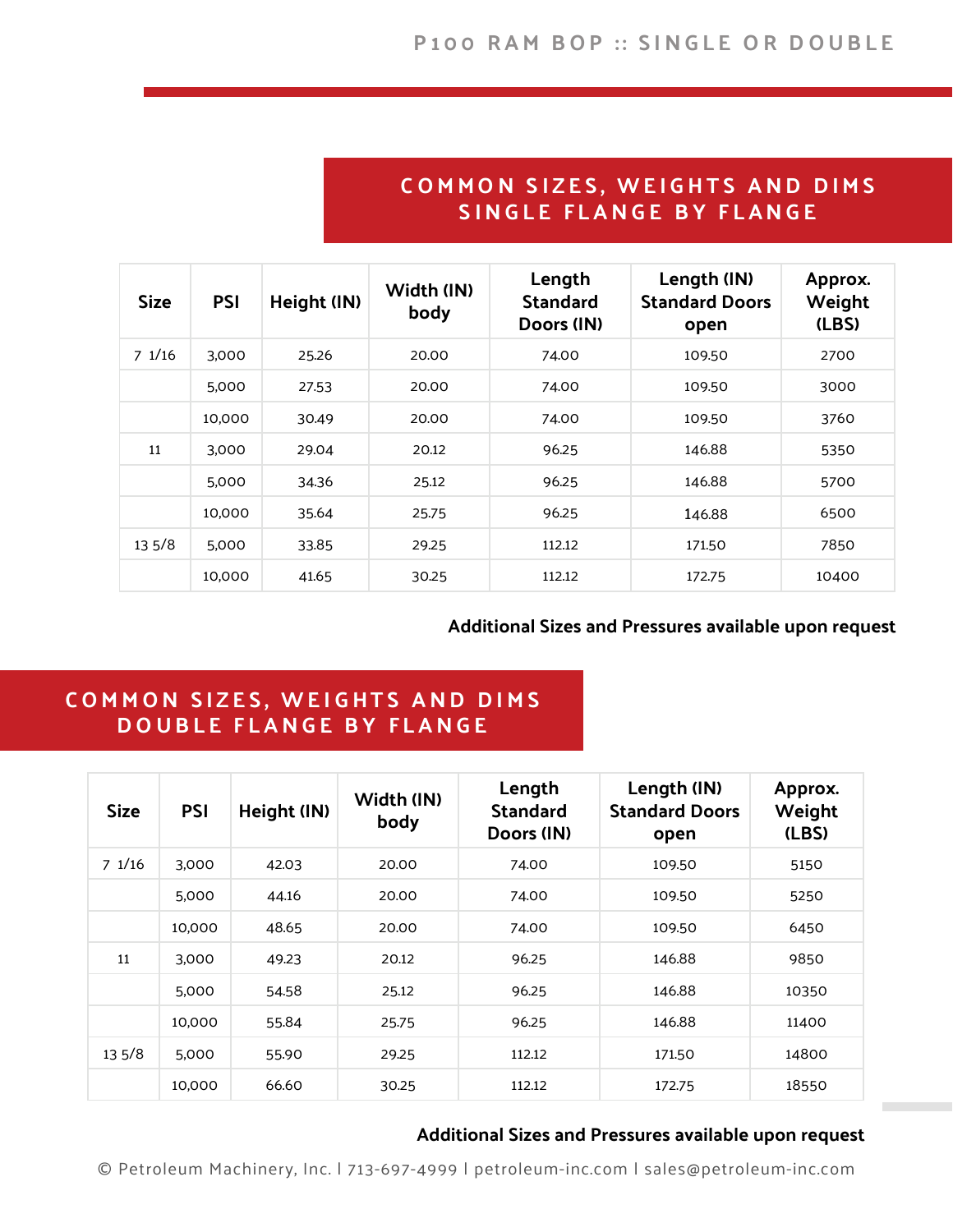# P100 RAM BOP :: SINGLE OR DOUBLE

## COMMON SIZES, WEIGHTS AND DIMS SINGLE FLANGE BY FLANGE

| Size | PSI | Height (IN) | Width (IN) body | Length Standard Doors (IN) | Length (IN) Standard Doors open | Approx. Weight (LBS) |
|---|---|---|---|---|---|---|
| 7 1/16 | 3,000 | 25.26 | 20.00 | 74.00 | 109.50 | 2700 |
| | 5,000 | 27.53 | 20.00 | 74.00 | 109.50 | 3000 |
| | 10,000 | 30.49 | 20.00 | 74.00 | 109.50 | 3760 |
| 11 | 3,000 | 29.04 | 20.12 | 96.25 | 146.88 | 5350 |
| | 5,000 | 34.36 | 25.12 | 96.25 | 146.88 | 5700 |
| | 10,000 | 35.64 | 25.75 | 96.25 | 146.88 | 6500 |
| 13 5/8 | 5,000 | 33.85 | 29.25 | 112.12 | 171.50 | 7850 |
| | 10,000 | 41.65 | 30.25 | 112.12 | 172.75 | 10400 |

**Additional Sizes and Pressures available upon request**

## COMMON SIZES, WEIGHTS AND DIMS DOUBLE FLANGE BY FLANGE

| Size | PSI | Height (IN) | Width (IN) body | Length Standard Doors (IN) | Length (IN) Standard Doors open | Approx. Weight (LBS) |
|---|---|---|---|---|---|---|
| 7 1/16 | 3,000 | 42.03 | 20.00 | 74.00 | 109.50 | 5150 |
| | 5,000 | 44.16 | 20.00 | 74.00 | 109.50 | 5250 |
| | 10,000 | 48.65 | 20.00 | 74.00 | 109.50 | 6450 |
| 11 | 3,000 | 49.23 | 20.12 | 96.25 | 146.88 | 9850 |
| | 5,000 | 54.58 | 25.12 | 96.25 | 146.88 | 10350 |
| | 10,000 | 55.84 | 25.75 | 96.25 | 146.88 | 11400 |
| 13 5/8 | 5,000 | 55.90 | 29.25 | 112.12 | 171.50 | 14800 |
| | 10,000 | 66.60 | 30.25 | 112.12 | 172.75 | 18550 |

**Additional Sizes and Pressures available upon request**

© Petroleum Machinery, Inc. | 713-697-4999 | petroleum-inc.com | sales@petroleum-inc.com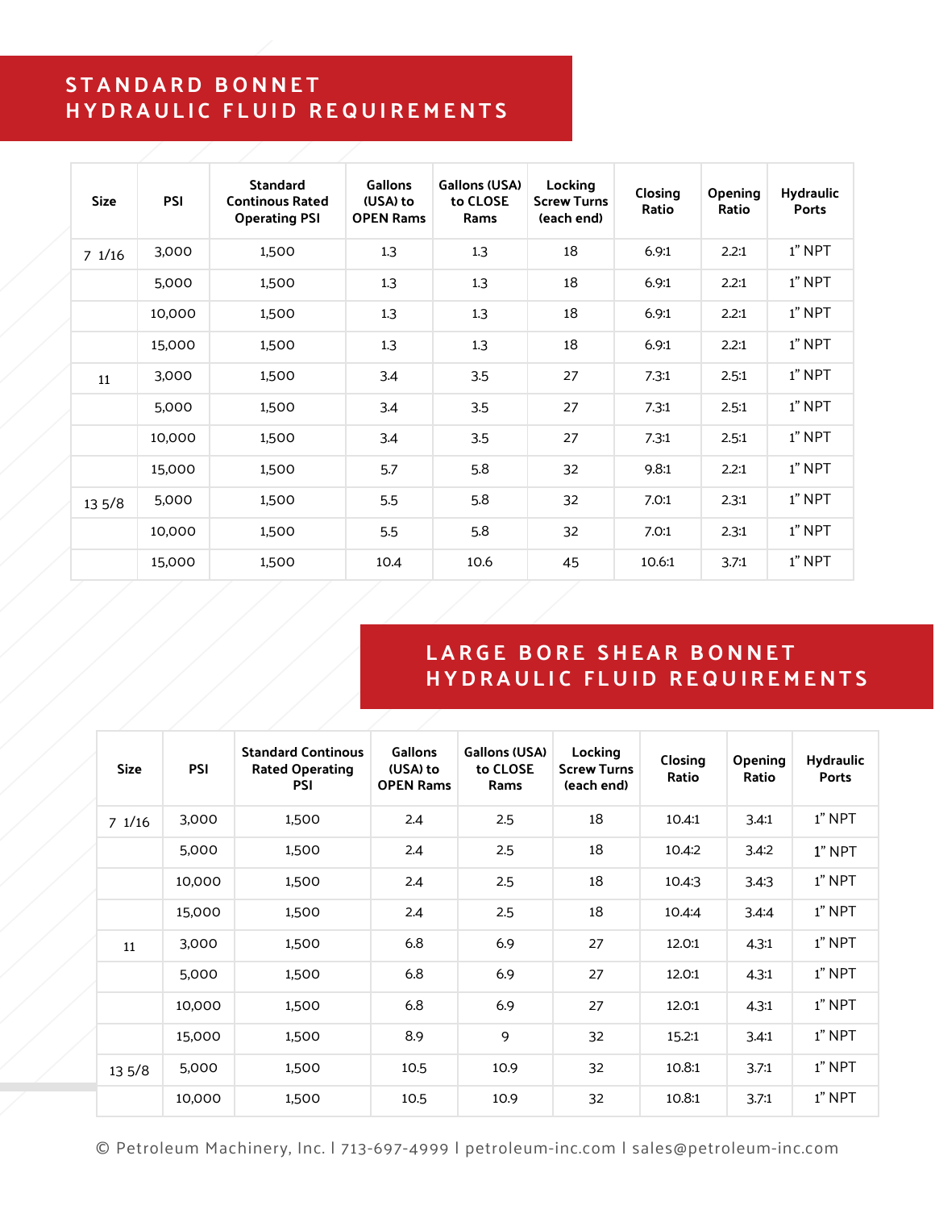## STANDARD BONNET HYDRAULIC FLUID REQUIREMENTS

| Size | PSI | Standard Continous Rated Operating PSI | Gallons (USA) to OPEN Rams | Gallons (USA) to CLOSE Rams | Locking Screw Turns (each end) | Closing Ratio | Opening Ratio | Hydraulic Ports |
|---|---|---|---|---|---|---|---|---|
| 7 1/16 | 3,000 | 1,500 | 1.3 | 1.3 | 18 | 6.9:1 | 2.2:1 | 1" NPT |
| | 5,000 | 1,500 | 1.3 | 1.3 | 18 | 6.9:1 | 2.2:1 | 1" NPT |
| | 10,000 | 1,500 | 1.3 | 1.3 | 18 | 6.9:1 | 2.2:1 | 1" NPT |
| | 15,000 | 1,500 | 1.3 | 1.3 | 18 | 6.9:1 | 2.2:1 | 1" NPT |
| 11 | 3,000 | 1,500 | 3.4 | 3.5 | 27 | 7.3:1 | 2.5:1 | 1" NPT |
| | 5,000 | 1,500 | 3.4 | 3.5 | 27 | 7.3:1 | 2.5:1 | 1" NPT |
| | 10,000 | 1,500 | 3.4 | 3.5 | 27 | 7.3:1 | 2.5:1 | 1" NPT |
| | 15,000 | 1,500 | 5.7 | 5.8 | 32 | 9.8:1 | 2.2:1 | 1" NPT |
| 13 5/8 | 5,000 | 1,500 | 5.5 | 5.8 | 32 | 7.0:1 | 2.3:1 | 1" NPT |
| | 10,000 | 1,500 | 5.5 | 5.8 | 32 | 7.0:1 | 2.3:1 | 1" NPT |
| | 15,000 | 1,500 | 10.4 | 10.6 | 45 | 10.6:1 | 3.7:1 | 1" NPT |

## LARGE BORE SHEAR BONNET HYDRAULIC FLUID REQUIREMENTS

| Size | PSI | Standard Continous Rated Operating PSI | Gallons (USA) to OPEN Rams | Gallons (USA) to CLOSE Rams | Locking Screw Turns (each end) | Closing Ratio | Opening Ratio | Hydraulic Ports |
|---|---|---|---|---|---|---|---|---|
| 7 1/16 | 3,000 | 1,500 | 2.4 | 2.5 | 18 | 10.4:1 | 3.4:1 | 1" NPT |
| | 5,000 | 1,500 | 2.4 | 2.5 | 18 | 10.4:2 | 3.4:2 | 1" NPT |
| | 10,000 | 1,500 | 2.4 | 2.5 | 18 | 10.4:3 | 3.4:3 | 1" NPT |
| | 15,000 | 1,500 | 2.4 | 2.5 | 18 | 10.4:4 | 3.4:4 | 1" NPT |
| 11 | 3,000 | 1,500 | 6.8 | 6.9 | 27 | 12.0:1 | 4.3:1 | 1" NPT |
| | 5,000 | 1,500 | 6.8 | 6.9 | 27 | 12.0:1 | 4.3:1 | 1" NPT |
| | 10,000 | 1,500 | 6.8 | 6.9 | 27 | 12.0:1 | 4.3:1 | 1" NPT |
| | 15,000 | 1,500 | 8.9 | 9 | 32 | 15.2:1 | 3.4:1 | 1" NPT |
| 13 5/8 | 5,000 | 1,500 | 10.5 | 10.9 | 32 | 10.8:1 | 3.7:1 | 1" NPT |
| | 10,000 | 1,500 | 10.5 | 10.9 | 32 | 10.8:1 | 3.7:1 | 1" NPT |

© Petroleum Machinery, Inc. | 713-697-4999 | petroleum-inc.com | sales@petroleum-inc.com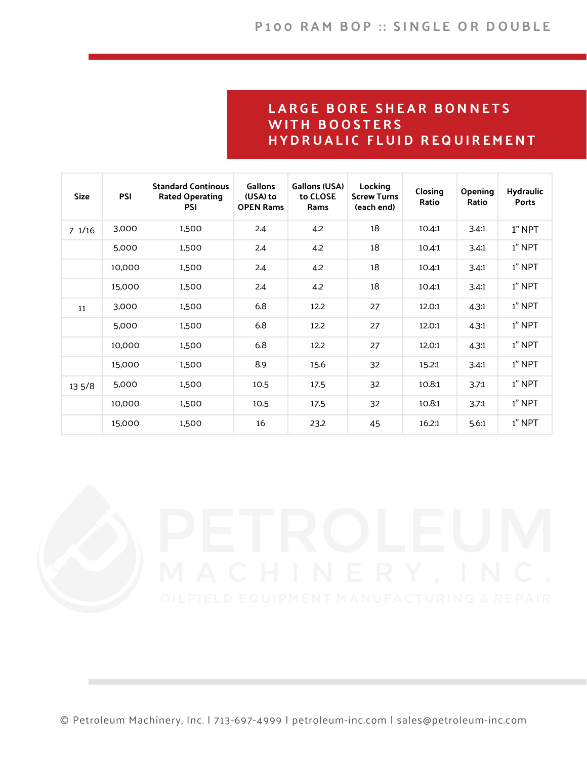## LARGE BORE SHEAR BONNETS WITH BOOSTERS HYDRUALIC FLUID REQUIREMENT

| Size | PSI | Standard Continous Rated Operating PSI | Gallons (USA) to OPEN Rams | Gallons (USA) to CLOSE Rams | Locking Screw Turns (each end) | Closing Ratio | Opening Ratio | Hydraulic Ports |
|---|---|---|---|---|---|---|---|---|
| 7 1/16 | 3,000 | 1,500 | 2.4 | 4.2 | 18 | 10.4:1 | 3.4:1 | 1" NPT |
| | 5,000 | 1,500 | 2.4 | 4.2 | 18 | 10.4:1 | 3.4:1 | 1" NPT |
| | 10,000 | 1,500 | 2.4 | 4.2 | 18 | 10.4:1 | 3.4:1 | 1" NPT |
| | 15,000 | 1,500 | 2.4 | 4.2 | 18 | 10.4:1 | 3.4:1 | 1" NPT |
| 11 | 3,000 | 1,500 | 6.8 | 12.2 | 27 | 12.0:1 | 4.3:1 | 1" NPT |
| | 5,000 | 1,500 | 6.8 | 12.2 | 27 | 12.0:1 | 4.3:1 | 1" NPT |
| | 10,000 | 1,500 | 6.8 | 12.2 | 27 | 12.0:1 | 4.3:1 | 1" NPT |
| | 15,000 | 1,500 | 8.9 | 15.6 | 32 | 15.2:1 | 3.4:1 | 1" NPT |
| 13 5/8 | 5,000 | 1,500 | 10.5 | 17.5 | 32 | 10.8:1 | 3.7:1 | 1" NPT |
| | 10,000 | 1,500 | 10.5 | 17.5 | 32 | 10.8:1 | 3.7:1 | 1" NPT |
| | 15,000 | 1,500 | 16 | 23.2 | 45 | 16.2:1 | 5.6:1 | 1" NPT |